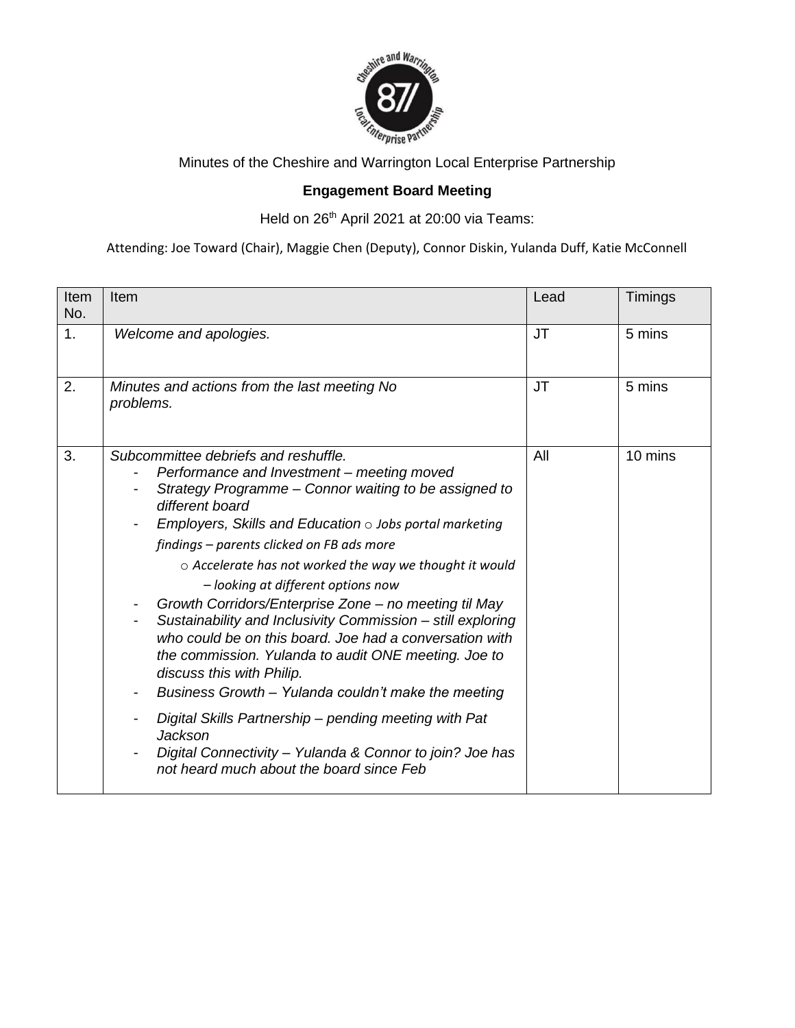Minutes of the Cheshire and Warrington Local Enterprise Partnership

**Engagement Board Meeting**

Held on 26th April 2021 at 20:00 via Teams:

Attending: Joe Toward (Chair), Maggie Chen (Deputy), Connor Diskin, Yulanda Duff, Katie McConnell

| Item No. | Item | Lead | Timings |
|---|---|---|---|
| 1. | *Welcome and apologies.* | JT | 5 mins |
| 2. | *Minutes and actions from the last meeting No problems.* | JT | 5 mins |
| 3. | *Subcommittee debriefs and reshuffle.*<br>- *Performance and Investment – meeting moved*<br>- *Strategy Programme – Connor waiting to be assigned to different board*<br>- *Employers, Skills and Education*<br>&nbsp;&nbsp;&nbsp;&nbsp;o *Jobs portal marketing findings – parents clicked on FB ads more*<br>&nbsp;&nbsp;&nbsp;&nbsp;o *Accelerate has not worked the way we thought it would – looking at different options now*<br>- *Growth Corridors/Enterprise Zone – no meeting til May*<br>- *Sustainability and Inclusivity Commission – still exploring who could be on this board. Joe had a conversation with the commission. Yulanda to audit ONE meeting. Joe to discuss this with Philip.*<br>- *Business Growth – Yulanda couldn't make the meeting*<br>- *Digital Skills Partnership – pending meeting with Pat Jackson*<br>- *Digital Connectivity – Yulanda & Connor to join? Joe has not heard much about the board since Feb* | All | 10 mins |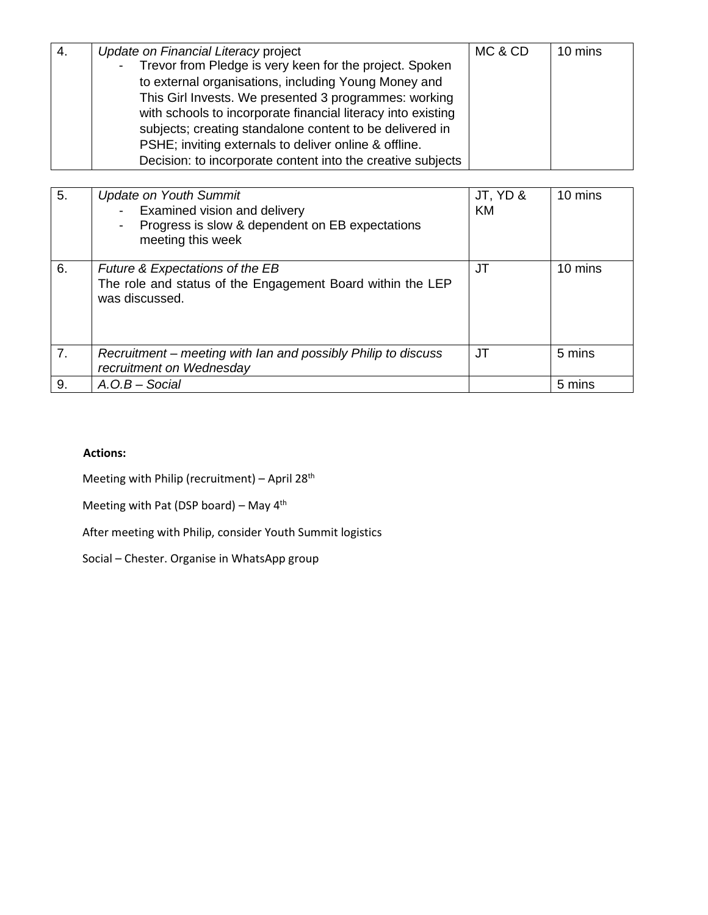| | | | |
|---|---|---|---|
| 4. | *Update on Financial Literacy* project<br>- Trevor from Pledge is very keen for the project. Spoken to external organisations, including Young Money and This Girl Invests. We presented 3 programmes: working with schools to incorporate financial literacy into existing subjects; creating standalone content to be delivered in PSHE; inviting externals to deliver online & offline. Decision: to incorporate content into the creative subjects | MC & CD | 10 mins |
| 5. | *Update on Youth Summit*<br>- Examined vision and delivery<br>- Progress is slow & dependent on EB expectations meeting this week | JT, YD & KM | 10 mins |
| 6. | *Future & Expectations of the EB*<br>The role and status of the Engagement Board within the LEP was discussed. | JT | 10 mins |
| 7. | *Recruitment – meeting with Ian and possibly Philip to discuss recruitment on Wednesday* | JT | 5 mins |
| 9. | *A.O.B – Social* | | 5 mins |

**Actions:**

Meeting with Philip (recruitment) – April 28th

Meeting with Pat (DSP board) – May 4th

After meeting with Philip, consider Youth Summit logistics

Social – Chester. Organise in WhatsApp group